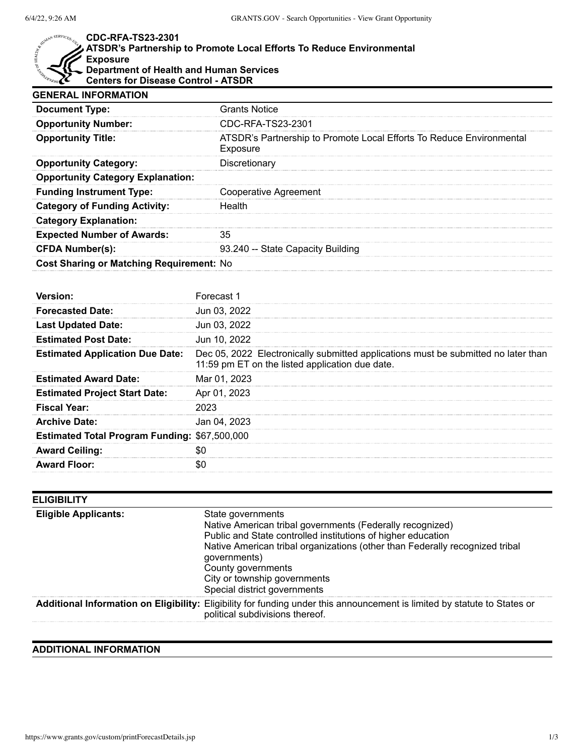**CDC-RFA-TS23-2301**
**ATSDR's Partnership to Promote Local Efforts To Reduce Environmental Exposure**
**Department of Health and Human Services**
**Centers for Disease Control - ATSDR**

## GENERAL INFORMATION

| | |
|---|---|
| **Document Type:** | Grants Notice |
| **Opportunity Number:** | CDC-RFA-TS23-2301 |
| **Opportunity Title:** | ATSDR's Partnership to Promote Local Efforts To Reduce Environmental Exposure |
| **Opportunity Category:** | Discretionary |
| **Opportunity Category Explanation:** | |
| **Funding Instrument Type:** | Cooperative Agreement |
| **Category of Funding Activity:** | Health |
| **Category Explanation:** | |
| **Expected Number of Awards:** | 35 |
| **CFDA Number(s):** | 93.240 -- State Capacity Building |
| **Cost Sharing or Matching Requirement:** | No |

| | |
|---|---|
| **Version:** | Forecast 1 |
| **Forecasted Date:** | Jun 03, 2022 |
| **Last Updated Date:** | Jun 03, 2022 |
| **Estimated Post Date:** | Jun 10, 2022 |
| **Estimated Application Due Date:** | Dec 05, 2022 Electronically submitted applications must be submitted no later than 11:59 pm ET on the listed application due date. |
| **Estimated Award Date:** | Mar 01, 2023 |
| **Estimated Project Start Date:** | Apr 01, 2023 |
| **Fiscal Year:** | 2023 |
| **Archive Date:** | Jan 04, 2023 |
| **Estimated Total Program Funding:** | $67,500,000 |
| **Award Ceiling:** | $0 |
| **Award Floor:** | $0 |

## ELIGIBILITY

| | |
|---|---|
| **Eligible Applicants:** | State governments<br>Native American tribal governments (Federally recognized)<br>Public and State controlled institutions of higher education<br>Native American tribal organizations (other than Federally recognized tribal governments)<br>County governments<br>City or township governments<br>Special district governments |
| **Additional Information on Eligibility:** | Eligibility for funding under this announcement is limited by statute to States or political subdivisions thereof. |

## ADDITIONAL INFORMATION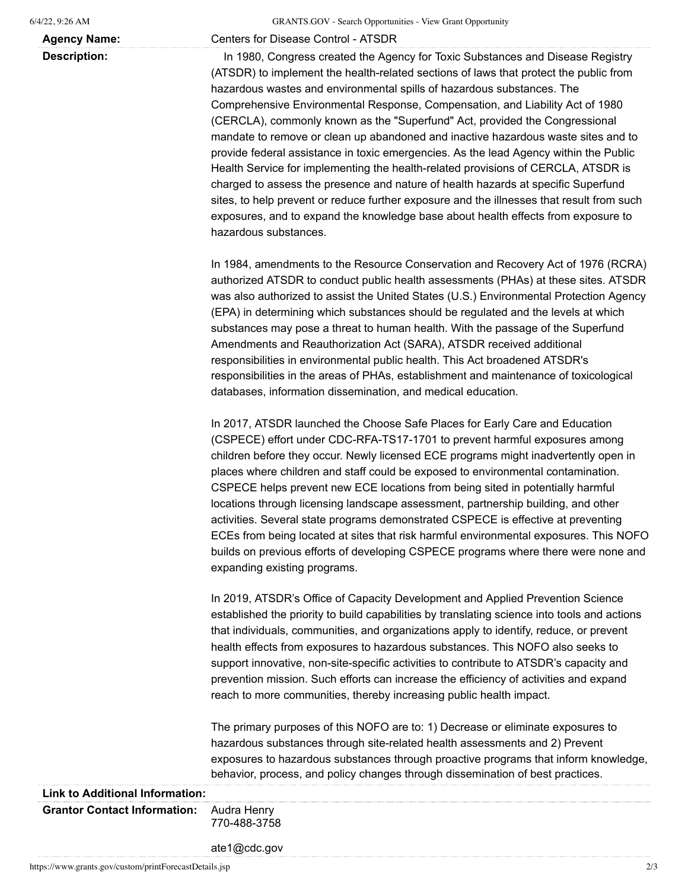| | |
|---|---|
| **Agency Name:** | Centers for Disease Control - ATSDR |
| **Description:** | In 1980, Congress created the Agency for Toxic Substances and Disease Registry (ATSDR) to implement the health-related sections of laws that protect the public from hazardous wastes and environmental spills of hazardous substances. The Comprehensive Environmental Response, Compensation, and Liability Act of 1980 (CERCLA), commonly known as the "Superfund" Act, provided the Congressional mandate to remove or clean up abandoned and inactive hazardous waste sites and to provide federal assistance in toxic emergencies. As the lead Agency within the Public Health Service for implementing the health-related provisions of CERCLA, ATSDR is charged to assess the presence and nature of health hazards at specific Superfund sites, to help prevent or reduce further exposure and the illnesses that result from such exposures, and to expand the knowledge base about health effects from exposure to hazardous substances.<br><br>In 1984, amendments to the Resource Conservation and Recovery Act of 1976 (RCRA) authorized ATSDR to conduct public health assessments (PHAs) at these sites. ATSDR was also authorized to assist the United States (U.S.) Environmental Protection Agency (EPA) in determining which substances should be regulated and the levels at which substances may pose a threat to human health. With the passage of the Superfund Amendments and Reauthorization Act (SARA), ATSDR received additional responsibilities in environmental public health. This Act broadened ATSDR's responsibilities in the areas of PHAs, establishment and maintenance of toxicological databases, information dissemination, and medical education.<br><br>In 2017, ATSDR launched the Choose Safe Places for Early Care and Education (CSPECE) effort under CDC-RFA-TS17-1701 to prevent harmful exposures among children before they occur. Newly licensed ECE programs might inadvertently open in places where children and staff could be exposed to environmental contamination. CSPECE helps prevent new ECE locations from being sited in potentially harmful locations through licensing landscape assessment, partnership building, and other activities. Several state programs demonstrated CSPECE is effective at preventing ECEs from being located at sites that risk harmful environmental exposures. This NOFO builds on previous efforts of developing CSPECE programs where there were none and expanding existing programs.<br><br>In 2019, ATSDR's Office of Capacity Development and Applied Prevention Science established the priority to build capabilities by translating science into tools and actions that individuals, communities, and organizations apply to identify, reduce, or prevent health effects from exposures to hazardous substances. This NOFO also seeks to support innovative, non-site-specific activities to contribute to ATSDR's capacity and prevention mission. Such efforts can increase the efficiency of activities and expand reach to more communities, thereby increasing public health impact.<br><br>The primary purposes of this NOFO are to: 1) Decrease or eliminate exposures to hazardous substances through site-related health assessments and 2) Prevent exposures to hazardous substances through proactive programs that inform knowledge, behavior, process, and policy changes through dissemination of best practices. |
| **Link to Additional Information:** | |
| **Grantor Contact Information:** | Audra Henry<br>770-488-3758<br><br>ate1@cdc.gov |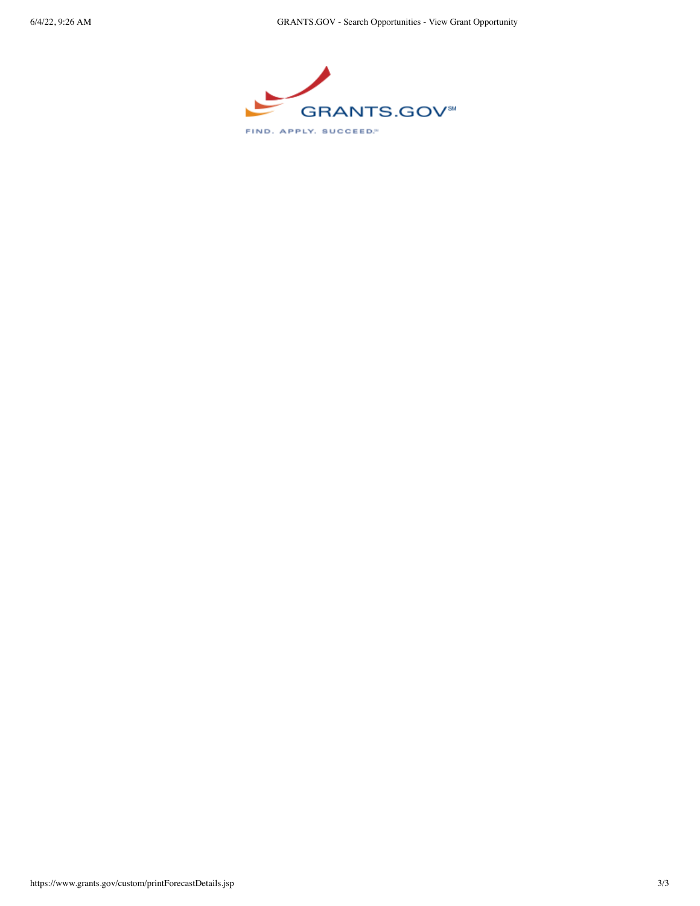GRANTS.GOV℠

FIND. APPLY. SUCCEED.℠